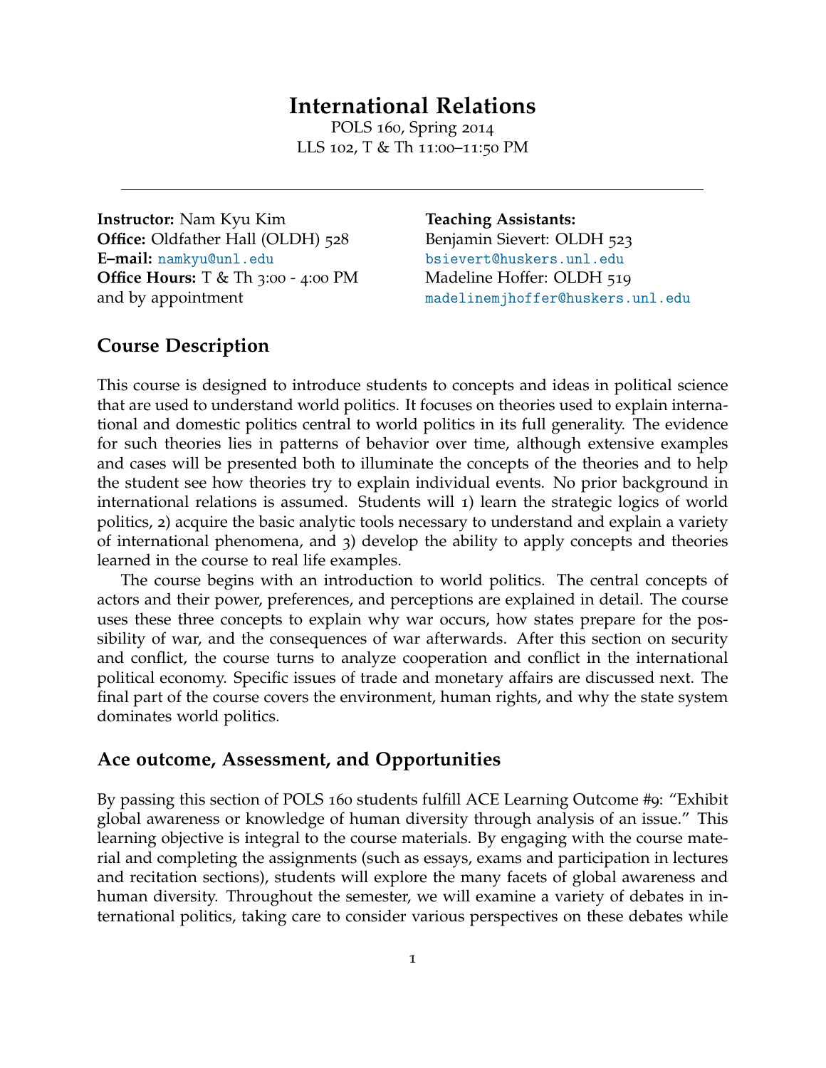# International Relations

POLS 160, Spring 2014
LLS 102, T & Th 11:00–11:50 PM

---

**Instructor:** Nam Kyu Kim
**Office:** Oldfather Hall (OLDH) 528
**E–mail:** namkyu@unl.edu
**Office Hours:** T & Th 3:00 - 4:00 PM and by appointment

**Teaching Assistants:**
Benjamin Sievert: OLDH 523
bsievert@huskers.unl.edu
Madeline Hoffer: OLDH 519
madelinemjhoffer@huskers.unl.edu

## Course Description

This course is designed to introduce students to concepts and ideas in political science that are used to understand world politics. It focuses on theories used to explain international and domestic politics central to world politics in its full generality. The evidence for such theories lies in patterns of behavior over time, although extensive examples and cases will be presented both to illuminate the concepts of the theories and to help the student see how theories try to explain individual events. No prior background in international relations is assumed. Students will 1) learn the strategic logics of world politics, 2) acquire the basic analytic tools necessary to understand and explain a variety of international phenomena, and 3) develop the ability to apply concepts and theories learned in the course to real life examples.

The course begins with an introduction to world politics. The central concepts of actors and their power, preferences, and perceptions are explained in detail. The course uses these three concepts to explain why war occurs, how states prepare for the possibility of war, and the consequences of war afterwards. After this section on security and conflict, the course turns to analyze cooperation and conflict in the international political economy. Specific issues of trade and monetary affairs are discussed next. The final part of the course covers the environment, human rights, and why the state system dominates world politics.

## Ace outcome, Assessment, and Opportunities

By passing this section of POLS 160 students fulfill ACE Learning Outcome #9: "Exhibit global awareness or knowledge of human diversity through analysis of an issue." This learning objective is integral to the course materials. By engaging with the course material and completing the assignments (such as essays, exams and participation in lectures and recitation sections), students will explore the many facets of global awareness and human diversity. Throughout the semester, we will examine a variety of debates in international politics, taking care to consider various perspectives on these debates while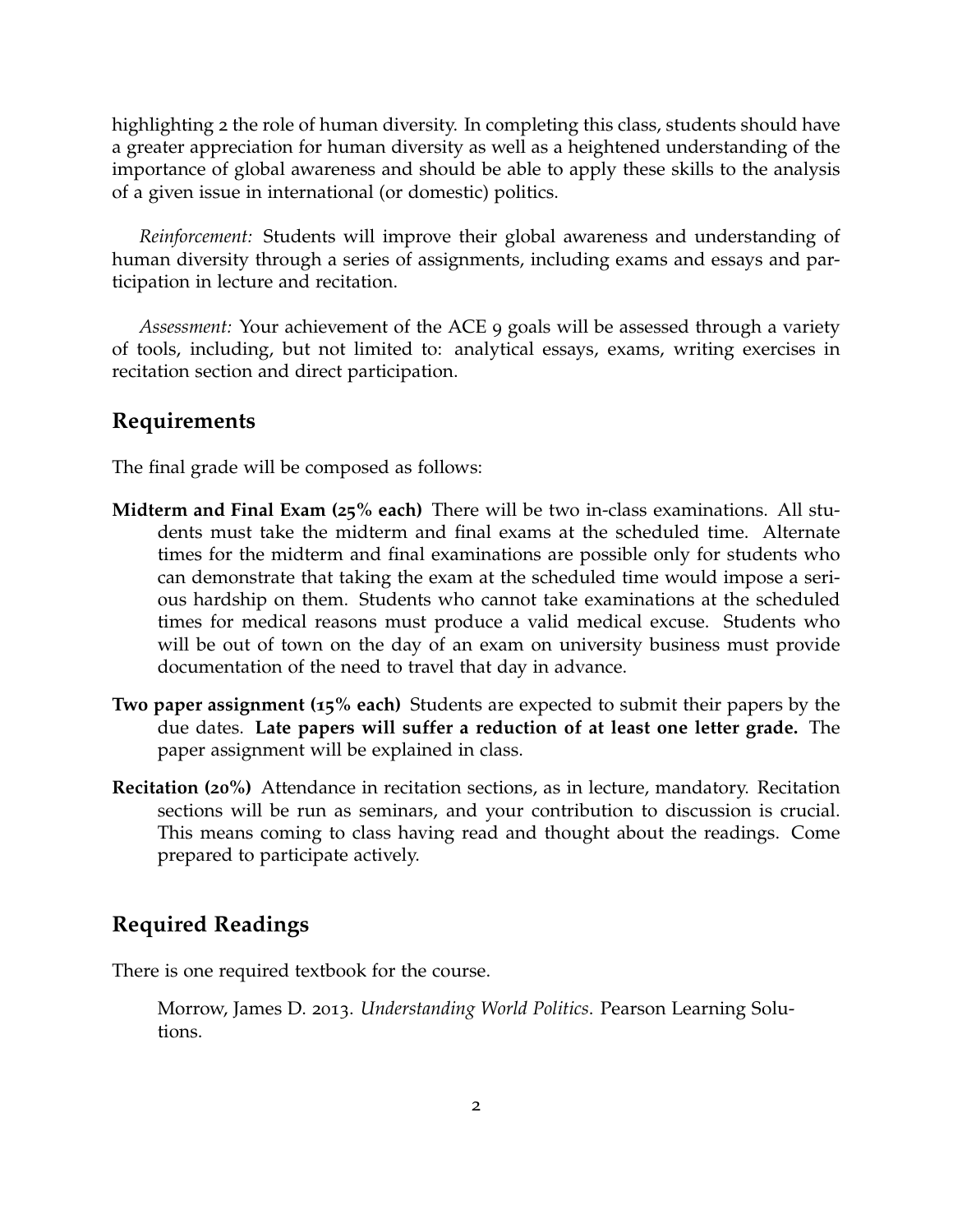highlighting 2 the role of human diversity. In completing this class, students should have a greater appreciation for human diversity as well as a heightened understanding of the importance of global awareness and should be able to apply these skills to the analysis of a given issue in international (or domestic) politics.

*Reinforcement:* Students will improve their global awareness and understanding of human diversity through a series of assignments, including exams and essays and participation in lecture and recitation.

*Assessment:* Your achievement of the ACE 9 goals will be assessed through a variety of tools, including, but not limited to: analytical essays, exams, writing exercises in recitation section and direct participation.

## Requirements

The final grade will be composed as follows:

**Midterm and Final Exam (25% each)** There will be two in-class examinations. All students must take the midterm and final exams at the scheduled time. Alternate times for the midterm and final examinations are possible only for students who can demonstrate that taking the exam at the scheduled time would impose a serious hardship on them. Students who cannot take examinations at the scheduled times for medical reasons must produce a valid medical excuse. Students who will be out of town on the day of an exam on university business must provide documentation of the need to travel that day in advance.

**Two paper assignment (15% each)** Students are expected to submit their papers by the due dates. **Late papers will suffer a reduction of at least one letter grade.** The paper assignment will be explained in class.

**Recitation (20%)** Attendance in recitation sections, as in lecture, mandatory. Recitation sections will be run as seminars, and your contribution to discussion is crucial. This means coming to class having read and thought about the readings. Come prepared to participate actively.

## Required Readings

There is one required textbook for the course.

> Morrow, James D. 2013. *Understanding World Politics*. Pearson Learning Solutions.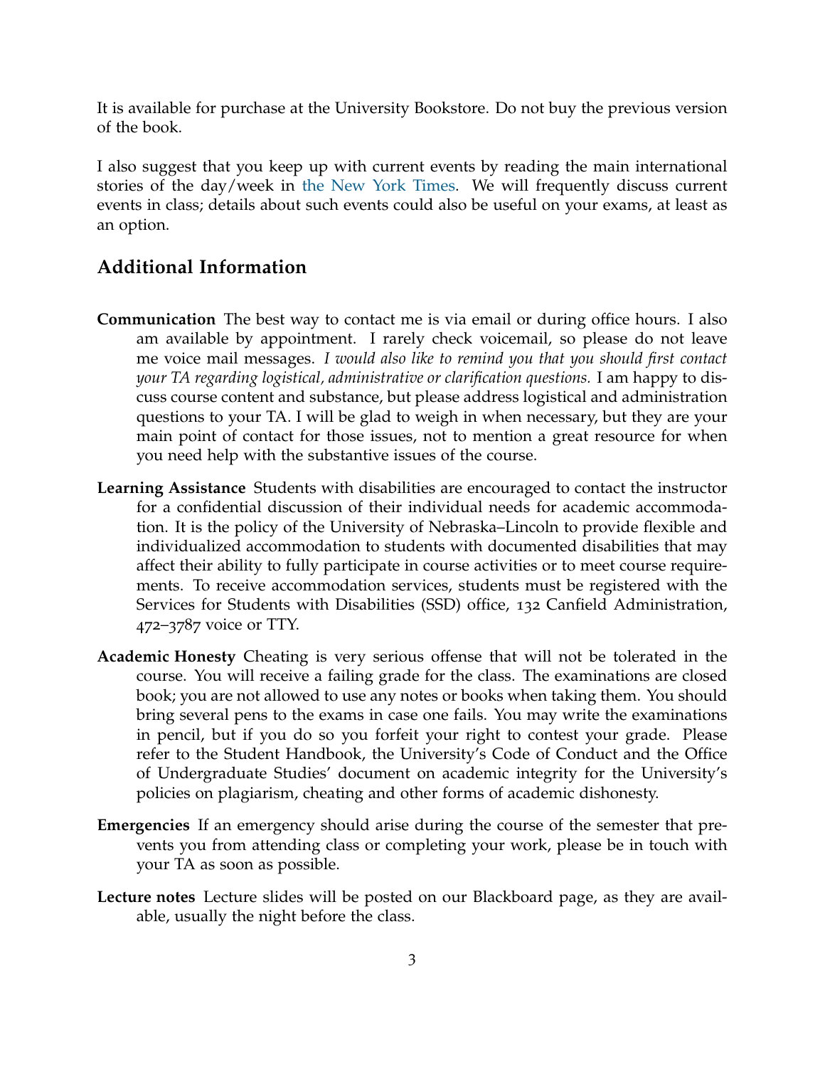It is available for purchase at the University Bookstore. Do not buy the previous version of the book.

I also suggest that you keep up with current events by reading the main international stories of the day/week in the New York Times. We will frequently discuss current events in class; details about such events could also be useful on your exams, at least as an option.

## Additional Information

**Communication** The best way to contact me is via email or during office hours. I also am available by appointment. I rarely check voicemail, so please do not leave me voice mail messages. *I would also like to remind you that you should first contact your TA regarding logistical, administrative or clarification questions.* I am happy to discuss course content and substance, but please address logistical and administration questions to your TA. I will be glad to weigh in when necessary, but they are your main point of contact for those issues, not to mention a great resource for when you need help with the substantive issues of the course.

**Learning Assistance** Students with disabilities are encouraged to contact the instructor for a confidential discussion of their individual needs for academic accommodation. It is the policy of the University of Nebraska–Lincoln to provide flexible and individualized accommodation to students with documented disabilities that may affect their ability to fully participate in course activities or to meet course requirements. To receive accommodation services, students must be registered with the Services for Students with Disabilities (SSD) office, 132 Canfield Administration, 472–3787 voice or TTY.

**Academic Honesty** Cheating is very serious offense that will not be tolerated in the course. You will receive a failing grade for the class. The examinations are closed book; you are not allowed to use any notes or books when taking them. You should bring several pens to the exams in case one fails. You may write the examinations in pencil, but if you do so you forfeit your right to contest your grade. Please refer to the Student Handbook, the University's Code of Conduct and the Office of Undergraduate Studies' document on academic integrity for the University's policies on plagiarism, cheating and other forms of academic dishonesty.

**Emergencies** If an emergency should arise during the course of the semester that prevents you from attending class or completing your work, please be in touch with your TA as soon as possible.

**Lecture notes** Lecture slides will be posted on our Blackboard page, as they are available, usually the night before the class.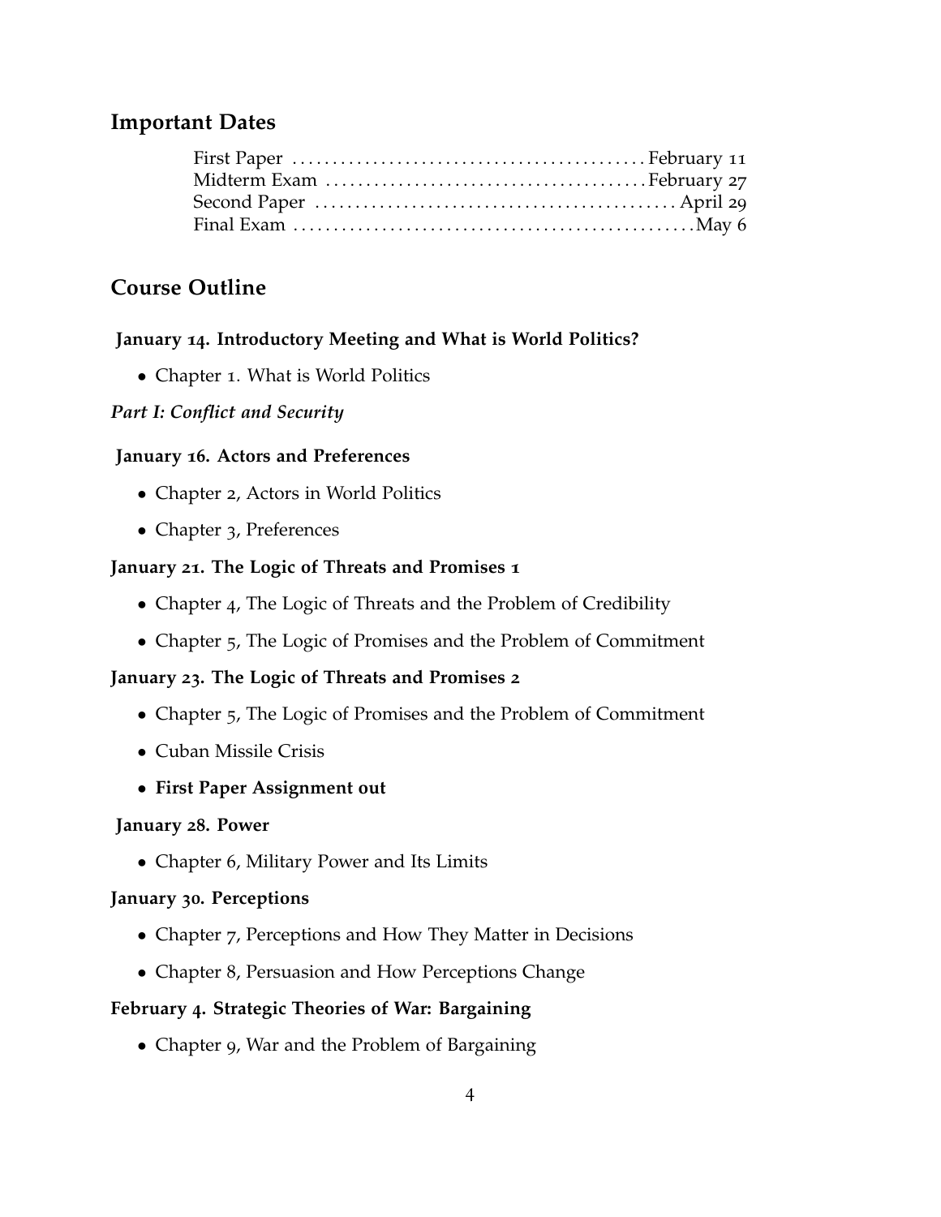## Important Dates

| | |
|---|---|
| First Paper | February 11 |
| Midterm Exam | February 27 |
| Second Paper | April 29 |
| Final Exam | May 6 |

## Course Outline

### January 14. Introductory Meeting and What is World Politics?

- Chapter 1. What is World Politics

***Part I: Conflict and Security***

### January 16. Actors and Preferences

- Chapter 2, Actors in World Politics
- Chapter 3, Preferences

### January 21. The Logic of Threats and Promises 1

- Chapter 4, The Logic of Threats and the Problem of Credibility
- Chapter 5, The Logic of Promises and the Problem of Commitment

### January 23. The Logic of Threats and Promises 2

- Chapter 5, The Logic of Promises and the Problem of Commitment
- Cuban Missile Crisis
- **First Paper Assignment out**

### January 28. Power

- Chapter 6, Military Power and Its Limits

### January 30. Perceptions

- Chapter 7, Perceptions and How They Matter in Decisions
- Chapter 8, Persuasion and How Perceptions Change

### February 4. Strategic Theories of War: Bargaining

- Chapter 9, War and the Problem of Bargaining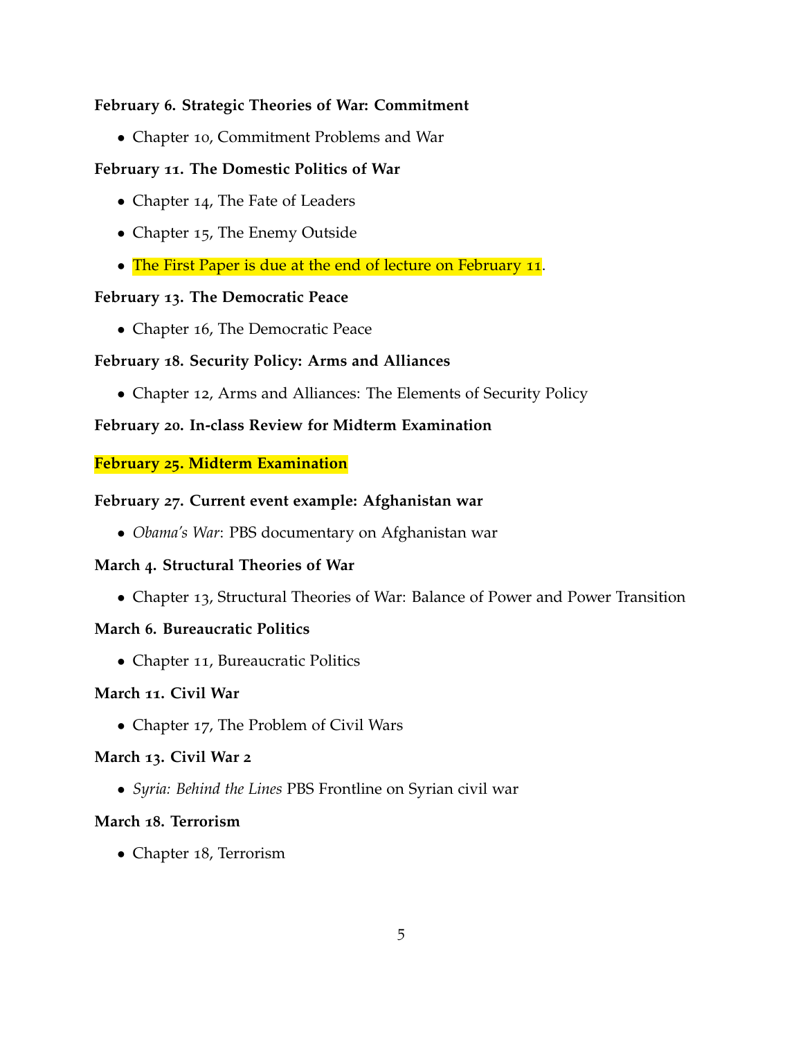**February 6. Strategic Theories of War: Commitment**

- Chapter 10, Commitment Problems and War

**February 11. The Domestic Politics of War**

- Chapter 14, The Fate of Leaders
- Chapter 15, The Enemy Outside
- The First Paper is due at the end of lecture on February 11.

**February 13. The Democratic Peace**

- Chapter 16, The Democratic Peace

**February 18. Security Policy: Arms and Alliances**

- Chapter 12, Arms and Alliances: The Elements of Security Policy

**February 20. In-class Review for Midterm Examination**

**February 25. Midterm Examination**

**February 27. Current event example: Afghanistan war**

- *Obama's War*: PBS documentary on Afghanistan war

**March 4. Structural Theories of War**

- Chapter 13, Structural Theories of War: Balance of Power and Power Transition

**March 6. Bureaucratic Politics**

- Chapter 11, Bureaucratic Politics

**March 11. Civil War**

- Chapter 17, The Problem of Civil Wars

**March 13. Civil War 2**

- *Syria: Behind the Lines* PBS Frontline on Syrian civil war

**March 18. Terrorism**

- Chapter 18, Terrorism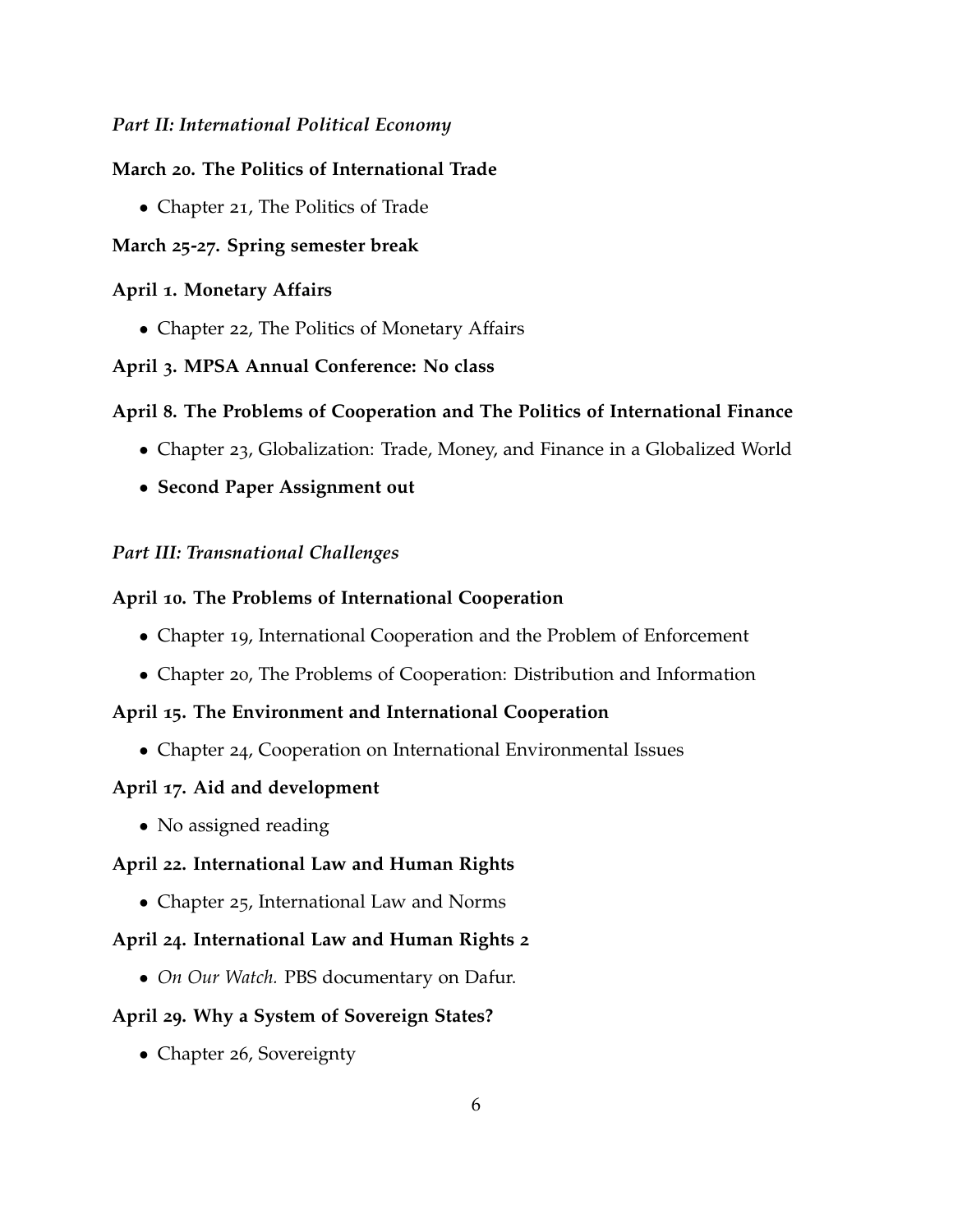*Part II: International Political Economy*

**March 20. The Politics of International Trade**

- Chapter 21, The Politics of Trade

**March 25-27. Spring semester break**

**April 1. Monetary Affairs**

- Chapter 22, The Politics of Monetary Affairs

**April 3. MPSA Annual Conference: No class**

**April 8. The Problems of Cooperation and The Politics of International Finance**

- Chapter 23, Globalization: Trade, Money, and Finance in a Globalized World
- **Second Paper Assignment out**

*Part III: Transnational Challenges*

**April 10. The Problems of International Cooperation**

- Chapter 19, International Cooperation and the Problem of Enforcement
- Chapter 20, The Problems of Cooperation: Distribution and Information

**April 15. The Environment and International Cooperation**

- Chapter 24, Cooperation on International Environmental Issues

**April 17. Aid and development**

- No assigned reading

**April 22. International Law and Human Rights**

- Chapter 25, International Law and Norms

**April 24. International Law and Human Rights 2**

- *On Our Watch.* PBS documentary on Dafur.

**April 29. Why a System of Sovereign States?**

- Chapter 26, Sovereignty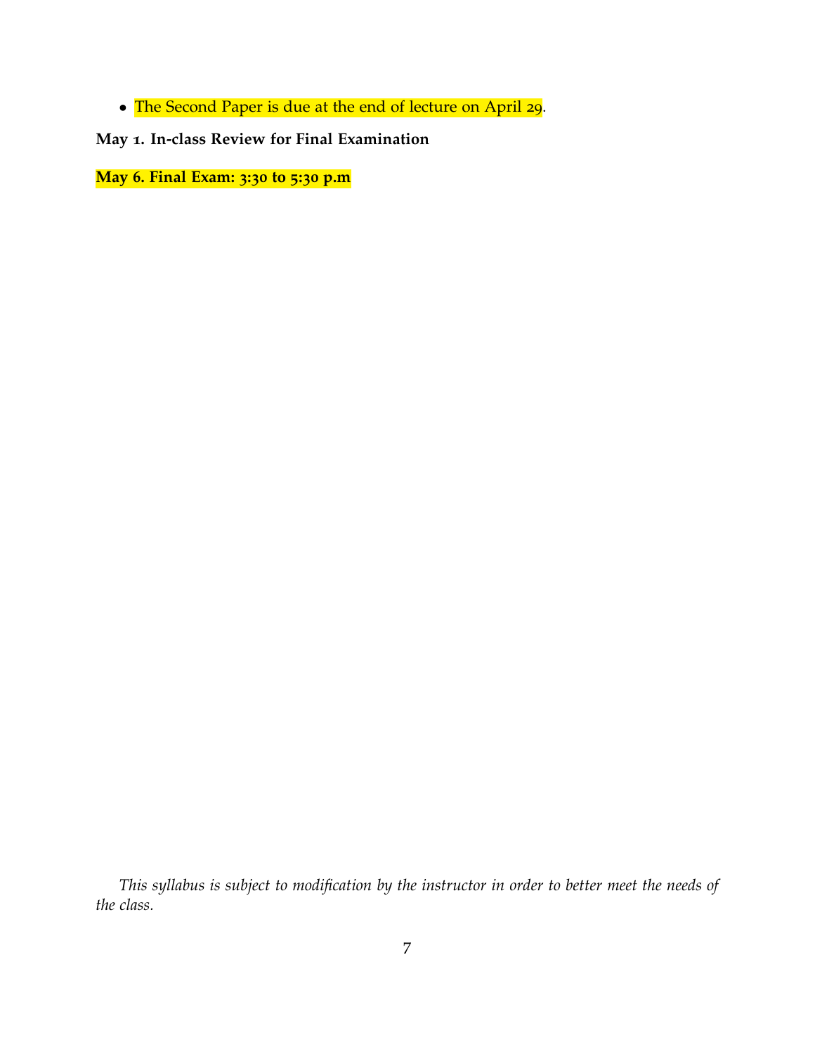- The Second Paper is due at the end of lecture on April 29.

**May 1. In-class Review for Final Examination**

**May 6. Final Exam: 3:30 to 5:30 p.m**

*This syllabus is subject to modification by the instructor in order to better meet the needs of the class.*